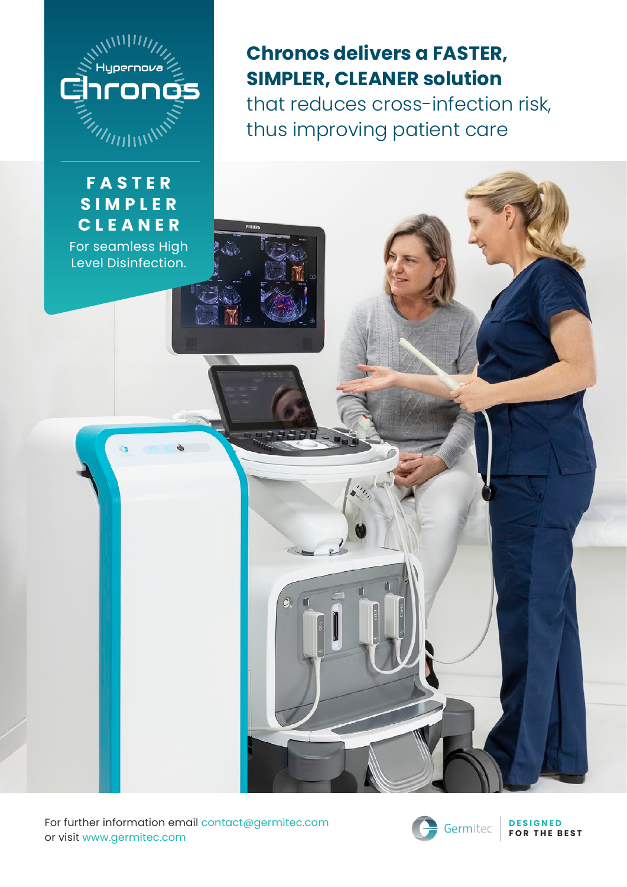Hypernova

# Chronos

**FASTER**
**SIMPLER**
**CLEANER**

For seamless High Level Disinfection.

## Chronos delivers a FASTER, SIMPLER, CLEANER solution

that reduces cross-infection risk, thus improving patient care

For further information email contact@germitec.com
or visit www.germitec.com

Germitec

**DESIGNED FOR THE BEST**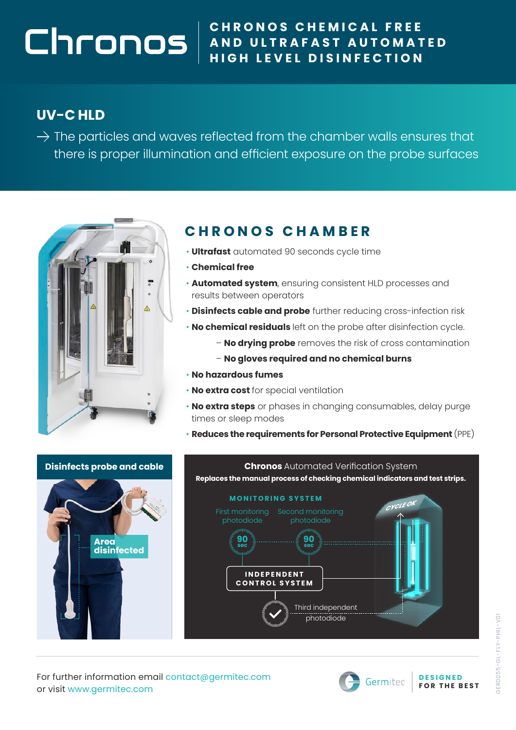# Chronos

**CHRONOS CHEMICAL FREE AND ULTRAFAST AUTOMATED HIGH LEVEL DISINFECTION**

## UV-C HLD

→ The particles and waves reflected from the chamber walls ensures that there is proper illumination and efficient exposure on the probe surfaces

## CHRONOS CHAMBER

- **Ultrafast** automated 90 seconds cycle time
- **Chemical free**
- **Automated system**, ensuring consistent HLD processes and results between operators
- **Disinfects cable and probe** further reducing cross-infection risk
- **No chemical residuals** left on the probe after disinfection cycle.
  - **No drying probe** removes the risk of cross contamination
  - **No gloves required and no chemical burns**
- **No hazardous fumes**
- **No extra cost** for special ventilation
- **No extra steps** or phases in changing consumables, delay purge times or sleep modes
- **Reduces the requirements for Personal Protective Equipment** (PPE)

**Disinfects probe and cable**

Area disinfected

**Chronos** Automated Verification System

**Replaces the manual process of checking chemical indicators and test strips.**

MONITORING SYSTEM

First monitoring photodiode

Second monitoring photodiode

90 sec

90 sec

INDEPENDENT CONTROL SYSTEM

Third independent photodiode

CYCLE OK

For further information email contact@germitec.com
or visit www.germitec.com

Germitec | DESIGNED FOR THE BEST

GER0055-GL-FLY-PHIL-V01